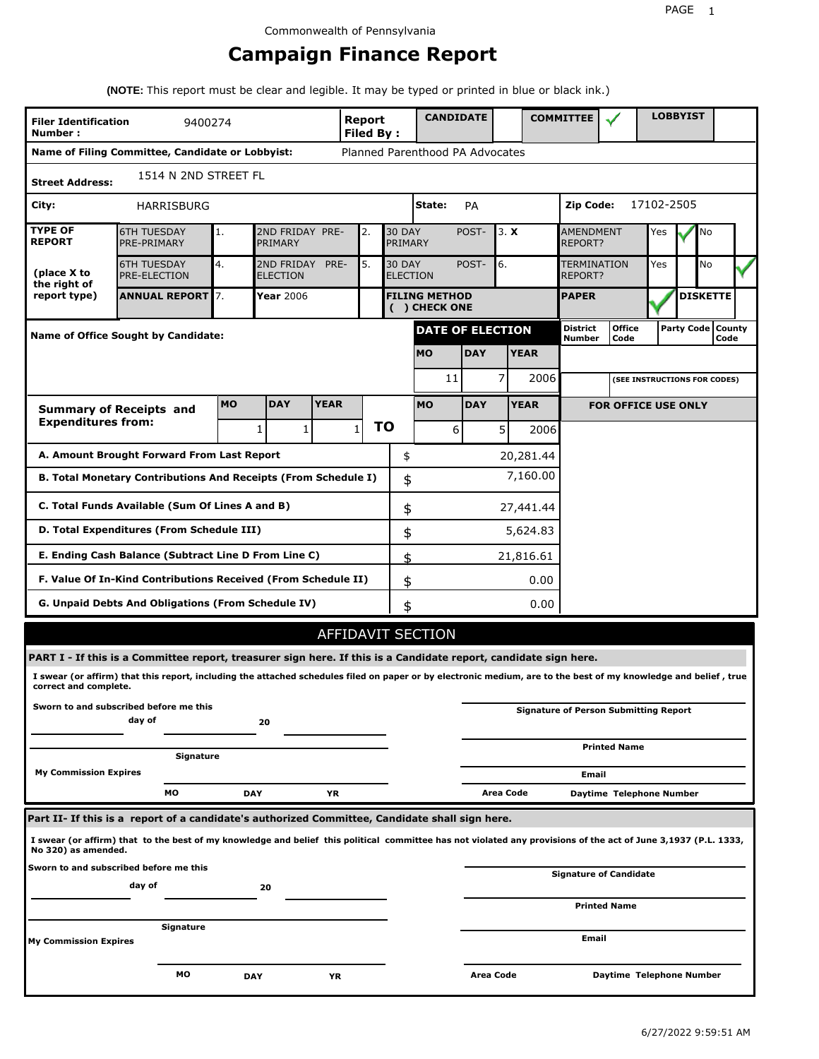Commonwealth of Pennsylvania

# Campaign Finance Report

**(NOTE:** This report must be clear and legible. It may be typed or printed in blue or black ink.)

| **Filer Identification Number :** | 9400274 | **Report Filed By :** | **CANDIDATE** | | **COMMITTEE** | ✓ | **LOBBYIST** | |
|---|---|---|---|---|---|---|---|---|
| **Name of Filing Committee, Candidate or Lobbyist:** | | Planned Parenthood PA Advocates | | | | | | |
| **Street Address:** | 1514 N 2ND STREET FL | | | | | | | |
| **City:** | HARRISBURG | | **State:** | PA | **Zip Code:** | 17102-2505 | | |

| **TYPE OF REPORT** | 6TH TUESDAY PRE-PRIMARY | 1. | 2ND FRIDAY PRE-PRIMARY | 2. | 30 DAY POST-PRIMARY | 3. X | AMENDMENT REPORT? | Yes ✓ | No |
|---|---|---|---|---|---|---|---|---|---|
| **(place X to the right of report type)** | 6TH TUESDAY PRE-ELECTION | 4. | 2ND FRIDAY PRE-ELECTION | 5. | 30 DAY POST-ELECTION | 6. | TERMINATION REPORT? | Yes | No ✓ |
| | **ANNUAL REPORT** | 7. | **Year** 2006 | | **FILING METHOD ( ) CHECK ONE** | | **PAPER** | ✓ | **DISKETTE** |

| **Name of Office Sought by Candidate:** | **DATE OF ELECTION** | | | **District Number** | **Office Code** | **Party Code** | **County Code** |
|---|---|---|---|---|---|---|---|
| | **MO** | **DAY** | **YEAR** | | | | |
| | 11 | 7 | 2006 | | (SEE INSTRUCTIONS FOR CODES) | | |

| **Summary of Receipts and Expenditures from:** | **MO** | **DAY** | **YEAR** | | **MO** | **DAY** | **YEAR** |
|---|---|---|---|---|---|---|---|
| | 1 | 1 | 1 | **TO** | 6 | 5 | 2006 |

| | | Amount |
|---|---|---|
| **A. Amount Brought Forward From Last Report** | $ | 20,281.44 |
| **B. Total Monetary Contributions And Receipts (From Schedule I)** | $ | 7,160.00 |
| **C. Total Funds Available (Sum Of Lines A and B)** | $ | 27,441.44 |
| **D. Total Expenditures (From Schedule III)** | $ | 5,624.83 |
| **E. Ending Cash Balance (Subtract Line D From Line C)** | $ | 21,816.61 |
| **F. Value Of In-Kind Contributions Received (From Schedule II)** | $ | 0.00 |
| **G. Unpaid Debts And Obligations (From Schedule IV)** | $ | 0.00 |

**FOR OFFICE USE ONLY**

## AFFIDAVIT SECTION

**PART I - If this is a Committee report, treasurer sign here. If this is a Candidate report, candidate sign here.**

**I swear (or affirm) that this report, including the attached schedules filed on paper or by electronic medium, are to the best of my knowledge and belief , true correct and complete.**

**Sworn to and subscribed before me this** ______ **day of** ______ **20** ______

______ **Signature of Person Submitting Report**

______ **Signature**

______ **Printed Name**

**My Commission Expires**

______ **Email**

**MO** ______ **DAY** ______ **YR** ______

**Area Code** ______ **Daytime Telephone Number** ______

**Part II- If this is a report of a candidate's authorized Committee, Candidate shall sign here.**

**I swear (or affirm) that to the best of my knowledge and belief this political committee has not violated any provisions of the act of June 3,1937 (P.L. 1333, No 320) as amended.**

**Sworn to and subscribed before me this** ______ **day of** ______ **20** ______

______ **Signature of Candidate**

______ **Printed Name**

______ **Signature**

**My Commission Expires**

______ **Email**

**MO** ______ **DAY** ______ **YR** ______

**Area Code** ______ **Daytime Telephone Number** ______

6/27/2022 9:59:51 AM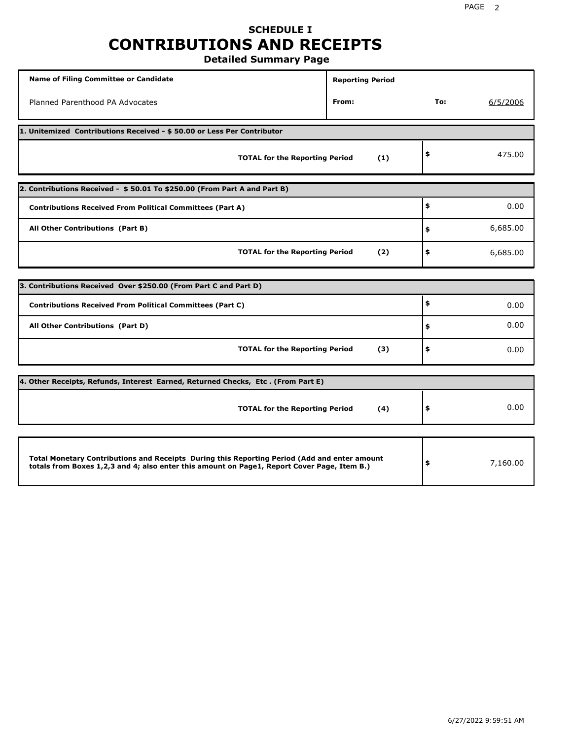# SCHEDULE I
# CONTRIBUTIONS AND RECEIPTS
## Detailed Summary Page

| Name of Filing Committee or Candidate | Reporting Period | | |
|---|---|---|---|
| Planned Parenthood PA Advocates | From: | To: | 6/5/2006 |

**1. Unitemized Contributions Received - $ 50.00 or Less Per Contributor**

| | | |
|---|---|---|
| **TOTAL for the Reporting Period** | **(1)** | $ 475.00 |

**2. Contributions Received - $ 50.01 To $250.00 (From Part A and Part B)**

| | | |
|---|---|---|
| **Contributions Received From Political Committees (Part A)** | | $ 0.00 |
| **All Other Contributions (Part B)** | | $ 6,685.00 |
| **TOTAL for the Reporting Period** | **(2)** | $ 6,685.00 |

**3. Contributions Received Over $250.00 (From Part C and Part D)**

| | | |
|---|---|---|
| **Contributions Received From Political Committees (Part C)** | | $ 0.00 |
| **All Other Contributions (Part D)** | | $ 0.00 |
| **TOTAL for the Reporting Period** | **(3)** | $ 0.00 |

**4. Other Receipts, Refunds, Interest Earned, Returned Checks, Etc . (From Part E)**

| | | |
|---|---|---|
| **TOTAL for the Reporting Period** | **(4)** | $ 0.00 |

| | |
|---|---|
| **Total Monetary Contributions and Receipts During this Reporting Period (Add and enter amount totals from Boxes 1,2,3 and 4; also enter this amount on Page1, Report Cover Page, Item B.)** | $ 7,160.00 |

6/27/2022 9:59:51 AM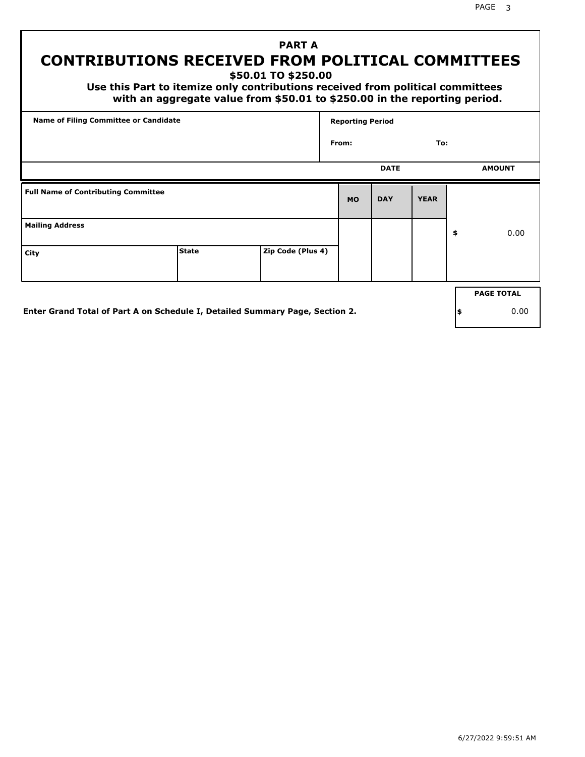# PART A
# CONTRIBUTIONS RECEIVED FROM POLITICAL COMMITTEES

**$50.01 TO $250.00**

**Use this Part to itemize only contributions received from political committees with an aggregate value from $50.01 to $250.00 in the reporting period.**

| Name of Filing Committee or Candidate | Reporting Period |
|---|---|
| | From: To: |

| Full Name of Contributing Committee | | | DATE | | | AMOUNT |
|---|---|---|---|---|---|---|
| | | | MO | DAY | YEAR | |
| Mailing Address | | | | | | $ 0.00 |
| City | State | Zip Code (Plus 4) | | | | |

**Enter Grand Total of Part A on Schedule I, Detailed Summary Page, Section 2.**

| PAGE TOTAL |
|---|
| $ 0.00 |

6/27/2022 9:59:51 AM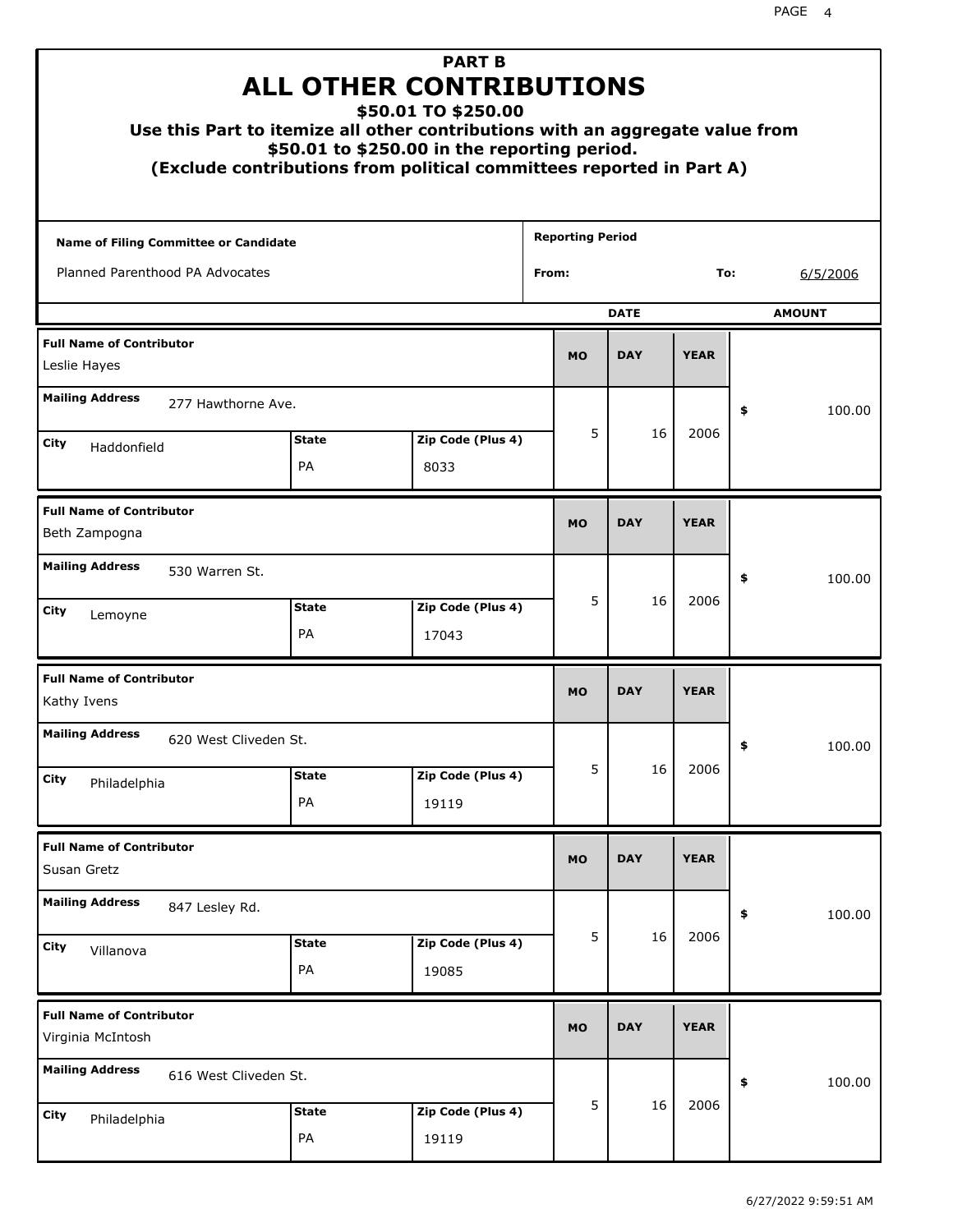# PART B
# ALL OTHER CONTRIBUTIONS
## $50.01 TO $250.00

**Use this Part to itemize all other contributions with an aggregate value from $50.01 to $250.00 in the reporting period.**
**(Exclude contributions from political committees reported in Part A)**

| Name of Filing Committee or Candidate | Reporting Period | |
|---|---|---|
| Planned Parenthood PA Advocates | From: | To: 6/5/2006 |

| Full Name of Contributor | Mailing Address | City | State | Zip Code (Plus 4) | MO | DAY | YEAR | AMOUNT |
|---|---|---|---|---|---|---|---|---|
| Leslie Hayes | 277 Hawthorne Ave. | Haddonfield | PA | 8033 | 5 | 16 | 2006 | $ 100.00 |
| Beth Zampogna | 530 Warren St. | Lemoyne | PA | 17043 | 5 | 16 | 2006 | $ 100.00 |
| Kathy Ivens | 620 West Cliveden St. | Philadelphia | PA | 19119 | 5 | 16 | 2006 | $ 100.00 |
| Susan Gretz | 847 Lesley Rd. | Villanova | PA | 19085 | 5 | 16 | 2006 | $ 100.00 |
| Virginia McIntosh | 616 West Cliveden St. | Philadelphia | PA | 19119 | 5 | 16 | 2006 | $ 100.00 |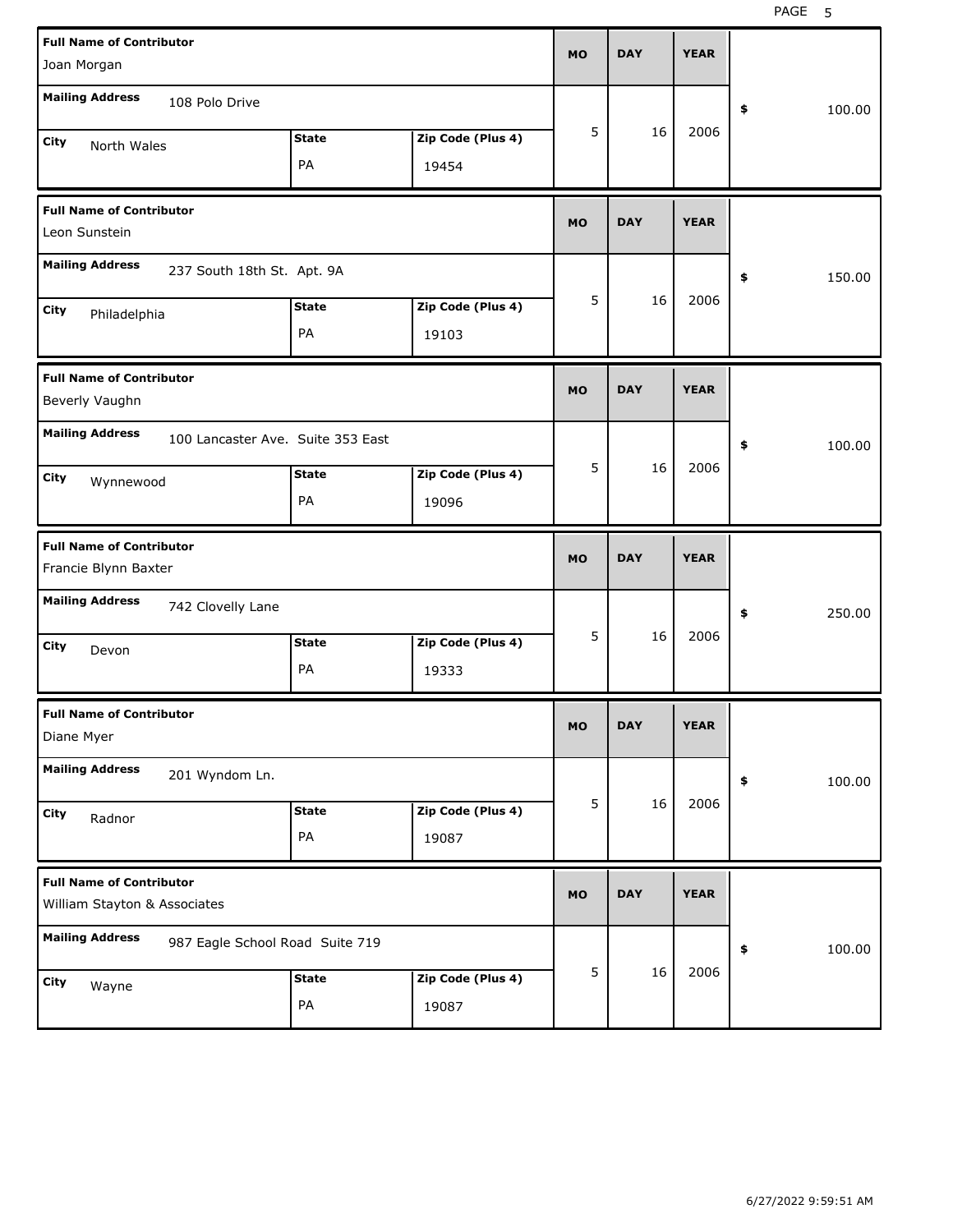| Full Name of Contributor | Mailing Address | City | State | Zip Code (Plus 4) | MO | DAY | YEAR | $ |
|---|---|---|---|---|---|---|---|---|
| Joan Morgan | 108 Polo Drive | North Wales | PA | 19454 | 5 | 16 | 2006 | 100.00 |
| Leon Sunstein | 237 South 18th St. Apt. 9A | Philadelphia | PA | 19103 | 5 | 16 | 2006 | 150.00 |
| Beverly Vaughn | 100 Lancaster Ave. Suite 353 East | Wynnewood | PA | 19096 | 5 | 16 | 2006 | 100.00 |
| Francie Blynn Baxter | 742 Clovelly Lane | Devon | PA | 19333 | 5 | 16 | 2006 | 250.00 |
| Diane Myer | 201 Wyndom Ln. | Radnor | PA | 19087 | 5 | 16 | 2006 | 100.00 |
| William Stayton & Associates | 987 Eagle School Road Suite 719 | Wayne | PA | 19087 | 5 | 16 | 2006 | 100.00 |

6/27/2022 9:59:51 AM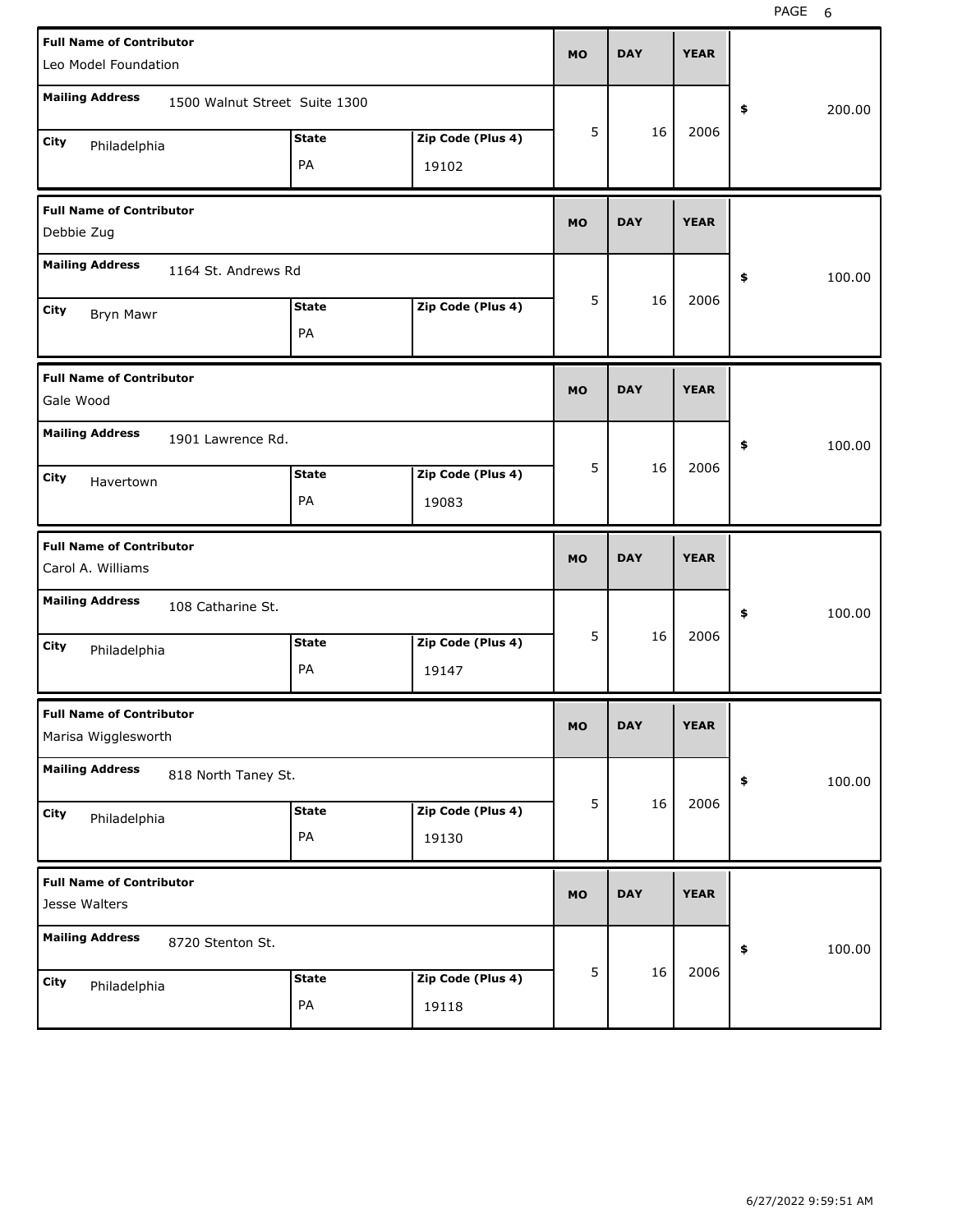| Full Name of Contributor | Mailing Address | City | State | Zip Code (Plus 4) | MO | DAY | YEAR | $ |
|---|---|---|---|---|---|---|---|---|
| Leo Model Foundation | 1500 Walnut Street Suite 1300 | Philadelphia | PA | 19102 | 5 | 16 | 2006 | 200.00 |
| Debbie Zug | 1164 St. Andrews Rd | Bryn Mawr | PA | | 5 | 16 | 2006 | 100.00 |
| Gale Wood | 1901 Lawrence Rd. | Havertown | PA | 19083 | 5 | 16 | 2006 | 100.00 |
| Carol A. Williams | 108 Catharine St. | Philadelphia | PA | 19147 | 5 | 16 | 2006 | 100.00 |
| Marisa Wigglesworth | 818 North Taney St. | Philadelphia | PA | 19130 | 5 | 16 | 2006 | 100.00 |
| Jesse Walters | 8720 Stenton St. | Philadelphia | PA | 19118 | 5 | 16 | 2006 | 100.00 |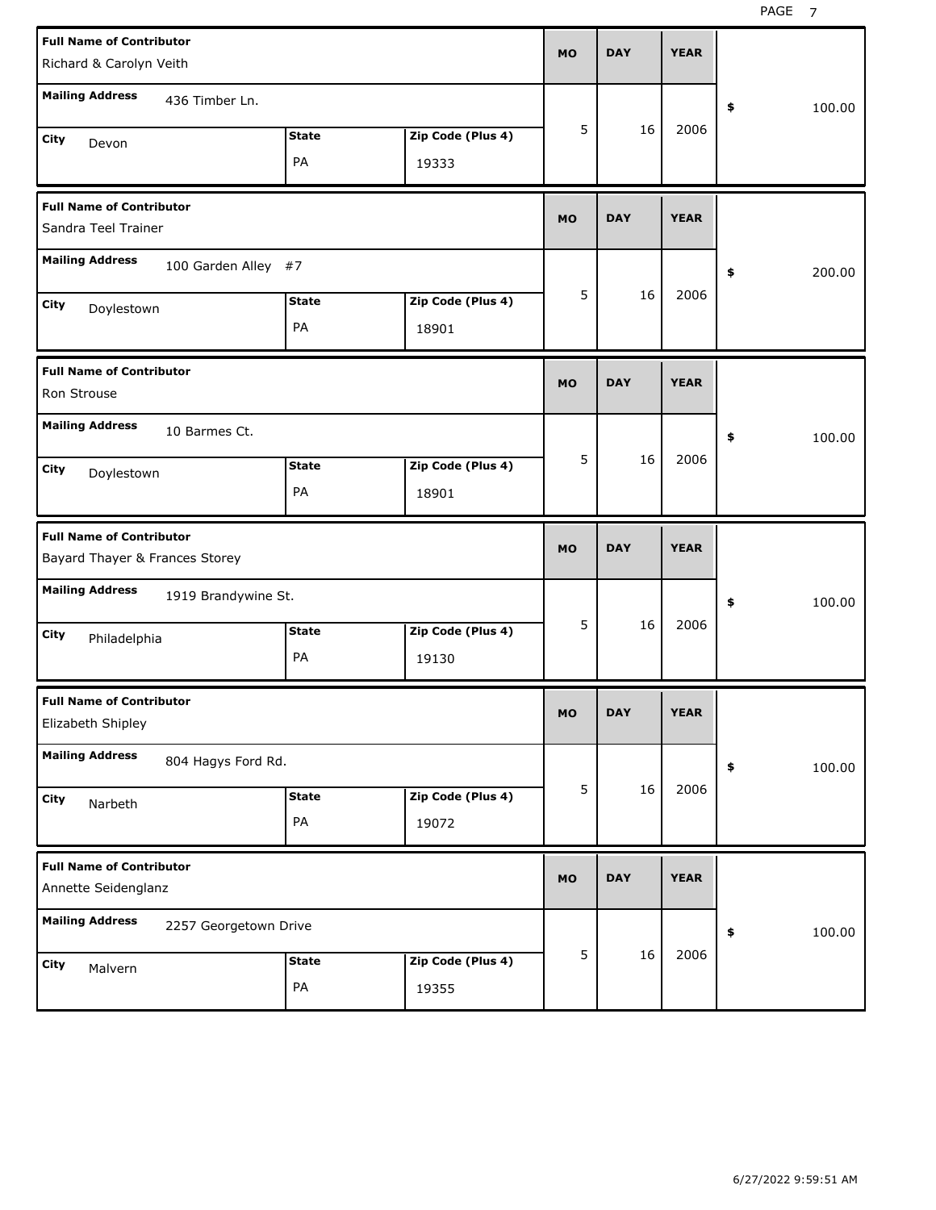| Full Name of Contributor | Mailing Address | City | State | Zip Code (Plus 4) | MO | DAY | YEAR | $ |
|---|---|---|---|---|---|---|---|---|
| Richard & Carolyn Veith | 436 Timber Ln. | Devon | PA | 19333 | 5 | 16 | 2006 | 100.00 |
| Sandra Teel Trainer | 100 Garden Alley #7 | Doylestown | PA | 18901 | 5 | 16 | 2006 | 200.00 |
| Ron Strouse | 10 Barmes Ct. | Doylestown | PA | 18901 | 5 | 16 | 2006 | 100.00 |
| Bayard Thayer & Frances Storey | 1919 Brandywine St. | Philadelphia | PA | 19130 | 5 | 16 | 2006 | 100.00 |
| Elizabeth Shipley | 804 Hagys Ford Rd. | Narbeth | PA | 19072 | 5 | 16 | 2006 | 100.00 |
| Annette Seidenglanz | 2257 Georgetown Drive | Malvern | PA | 19355 | 5 | 16 | 2006 | 100.00 |

6/27/2022 9:59:51 AM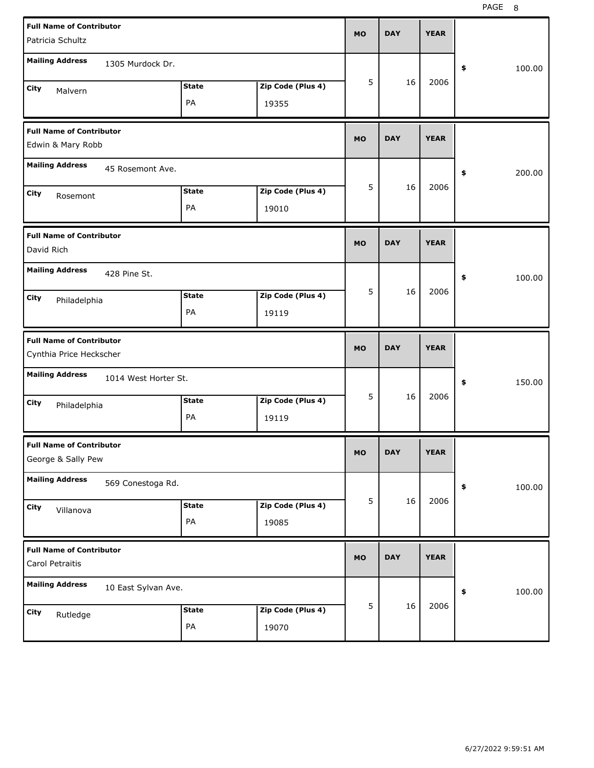| Full Name of Contributor | Mailing Address | City | State | Zip Code (Plus 4) | MO | DAY | YEAR | $ |
|---|---|---|---|---|---|---|---|---|
| Patricia Schultz | 1305 Murdock Dr. | Malvern | PA | 19355 | 5 | 16 | 2006 | 100.00 |
| Edwin & Mary Robb | 45 Rosemont Ave. | Rosemont | PA | 19010 | 5 | 16 | 2006 | 200.00 |
| David Rich | 428 Pine St. | Philadelphia | PA | 19119 | 5 | 16 | 2006 | 100.00 |
| Cynthia Price Heckscher | 1014 West Horter St. | Philadelphia | PA | 19119 | 5 | 16 | 2006 | 150.00 |
| George & Sally Pew | 569 Conestoga Rd. | Villanova | PA | 19085 | 5 | 16 | 2006 | 100.00 |
| Carol Petraitis | 10 East Sylvan Ave. | Rutledge | PA | 19070 | 5 | 16 | 2006 | 100.00 |

6/27/2022 9:59:51 AM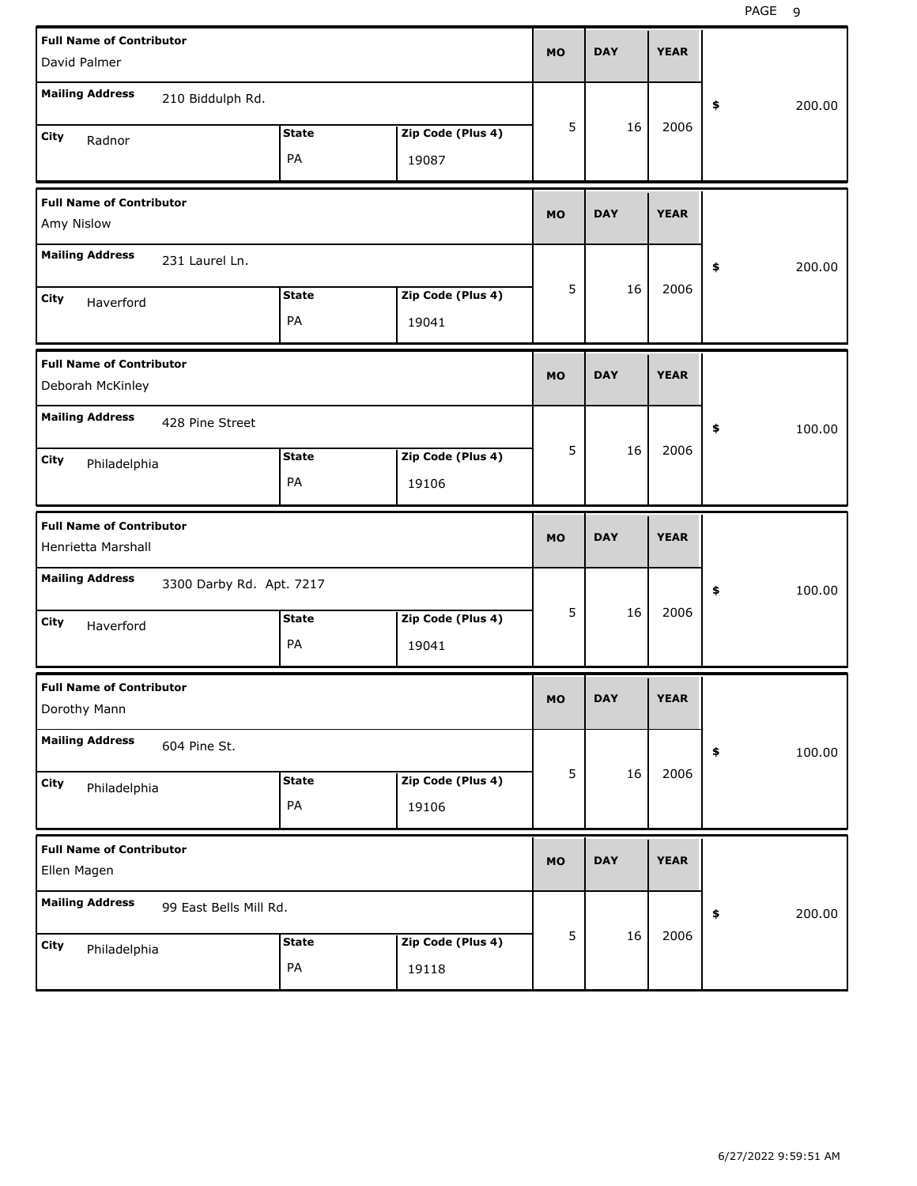| Full Name of Contributor | Mailing Address | City | State | Zip Code (Plus 4) | MO | DAY | YEAR | $ |
|---|---|---|---|---|---|---|---|---|
| David Palmer | 210 Biddulph Rd. | Radnor | PA | 19087 | 5 | 16 | 2006 | 200.00 |
| Amy Nislow | 231 Laurel Ln. | Haverford | PA | 19041 | 5 | 16 | 2006 | 200.00 |
| Deborah McKinley | 428 Pine Street | Philadelphia | PA | 19106 | 5 | 16 | 2006 | 100.00 |
| Henrietta Marshall | 3300 Darby Rd. Apt. 7217 | Haverford | PA | 19041 | 5 | 16 | 2006 | 100.00 |
| Dorothy Mann | 604 Pine St. | Philadelphia | PA | 19106 | 5 | 16 | 2006 | 100.00 |
| Ellen Magen | 99 East Bells Mill Rd. | Philadelphia | PA | 19118 | 5 | 16 | 2006 | 200.00 |

6/27/2022 9:59:51 AM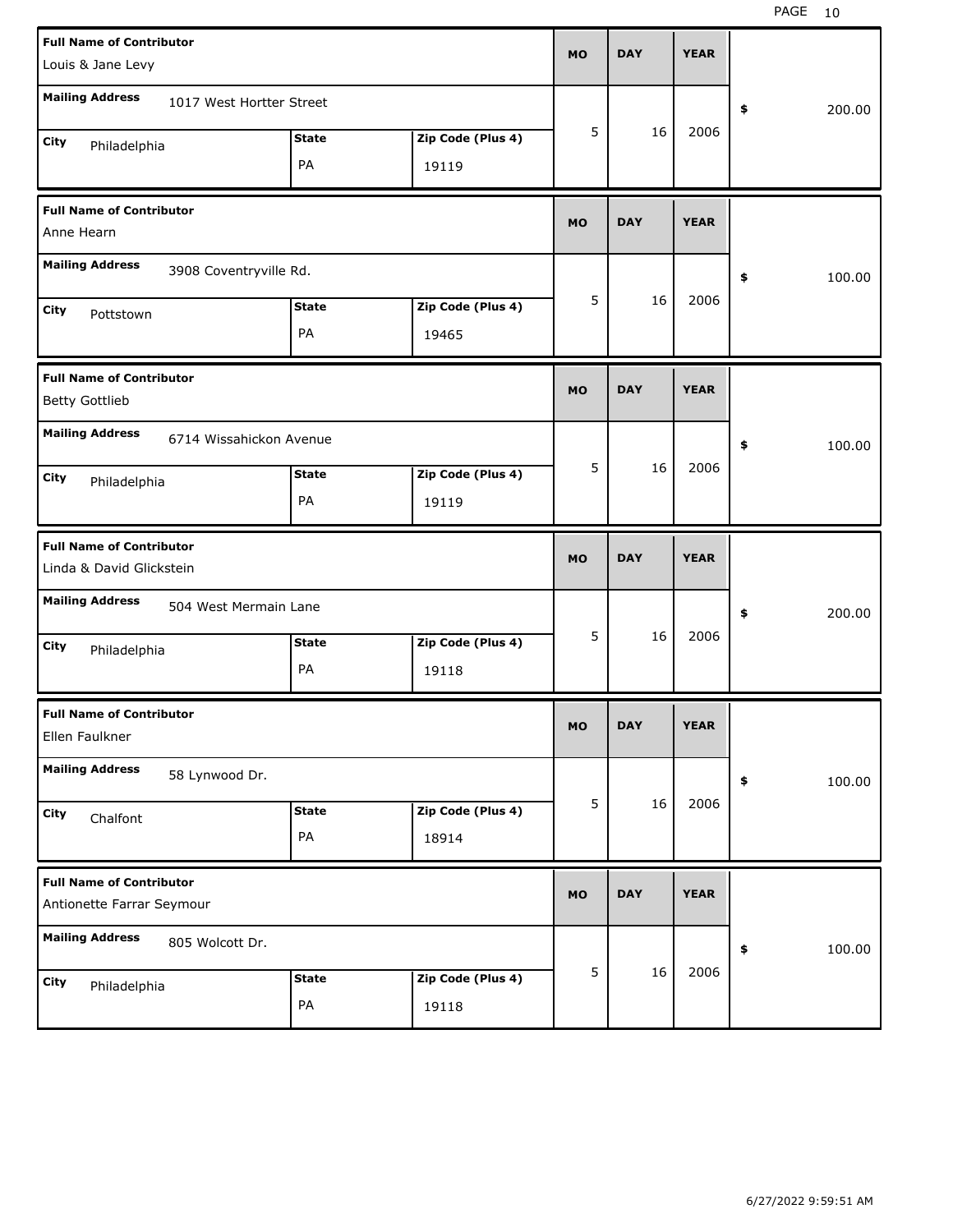| Full Name of Contributor | Mailing Address | City | State | Zip Code (Plus 4) | MO | DAY | YEAR | $ |
|---|---|---|---|---|---|---|---|---|
| Louis & Jane Levy | 1017 West Hortter Street | Philadelphia | PA | 19119 | 5 | 16 | 2006 | 200.00 |
| Anne Hearn | 3908 Coventryville Rd. | Pottstown | PA | 19465 | 5 | 16 | 2006 | 100.00 |
| Betty Gottlieb | 6714 Wissahickon Avenue | Philadelphia | PA | 19119 | 5 | 16 | 2006 | 100.00 |
| Linda & David Glickstein | 504 West Mermain Lane | Philadelphia | PA | 19118 | 5 | 16 | 2006 | 200.00 |
| Ellen Faulkner | 58 Lynwood Dr. | Chalfont | PA | 18914 | 5 | 16 | 2006 | 100.00 |
| Antionette Farrar Seymour | 805 Wolcott Dr. | Philadelphia | PA | 19118 | 5 | 16 | 2006 | 100.00 |

6/27/2022 9:59:51 AM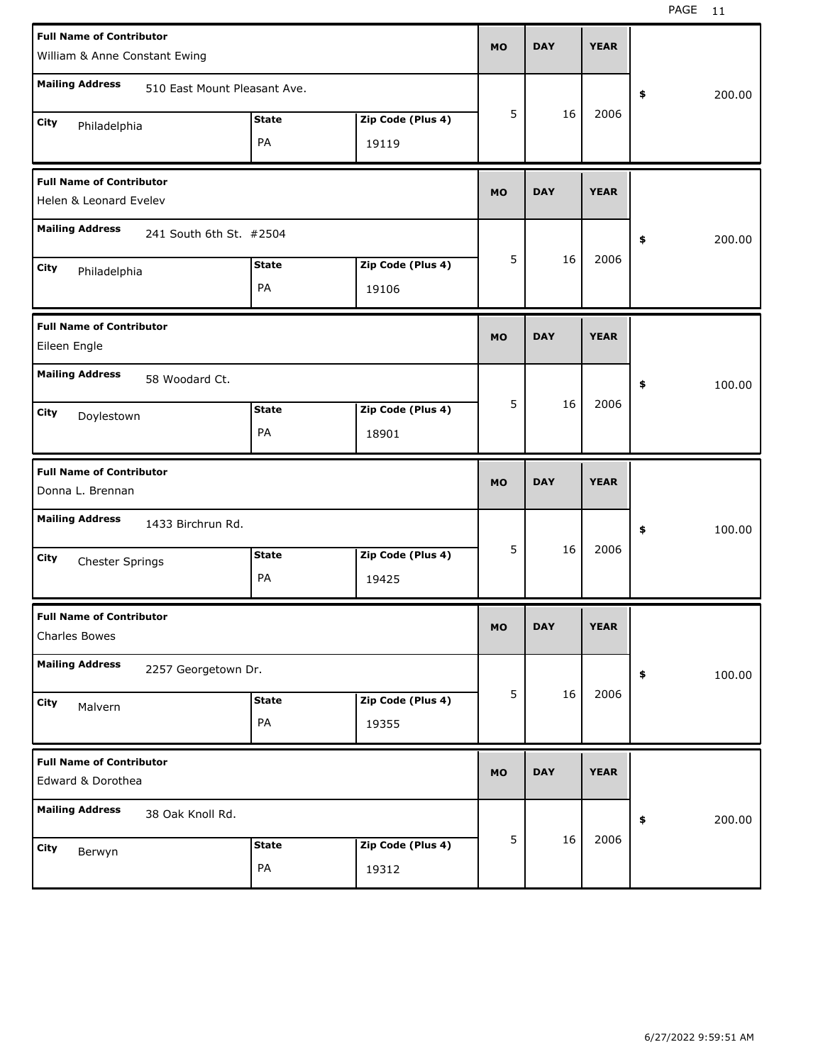| Full Name of Contributor | Mailing Address | City | State | Zip Code (Plus 4) | MO | DAY | YEAR | $ |
|---|---|---|---|---|---|---|---|---|
| William & Anne Constant Ewing | 510 East Mount Pleasant Ave. | Philadelphia | PA | 19119 | 5 | 16 | 2006 | 200.00 |
| Helen & Leonard Evelev | 241 South 6th St. #2504 | Philadelphia | PA | 19106 | 5 | 16 | 2006 | 200.00 |
| Eileen Engle | 58 Woodard Ct. | Doylestown | PA | 18901 | 5 | 16 | 2006 | 100.00 |
| Donna L. Brennan | 1433 Birchrun Rd. | Chester Springs | PA | 19425 | 5 | 16 | 2006 | 100.00 |
| Charles Bowes | 2257 Georgetown Dr. | Malvern | PA | 19355 | 5 | 16 | 2006 | 100.00 |
| Edward & Dorothea | 38 Oak Knoll Rd. | Berwyn | PA | 19312 | 5 | 16 | 2006 | 200.00 |

6/27/2022 9:59:51 AM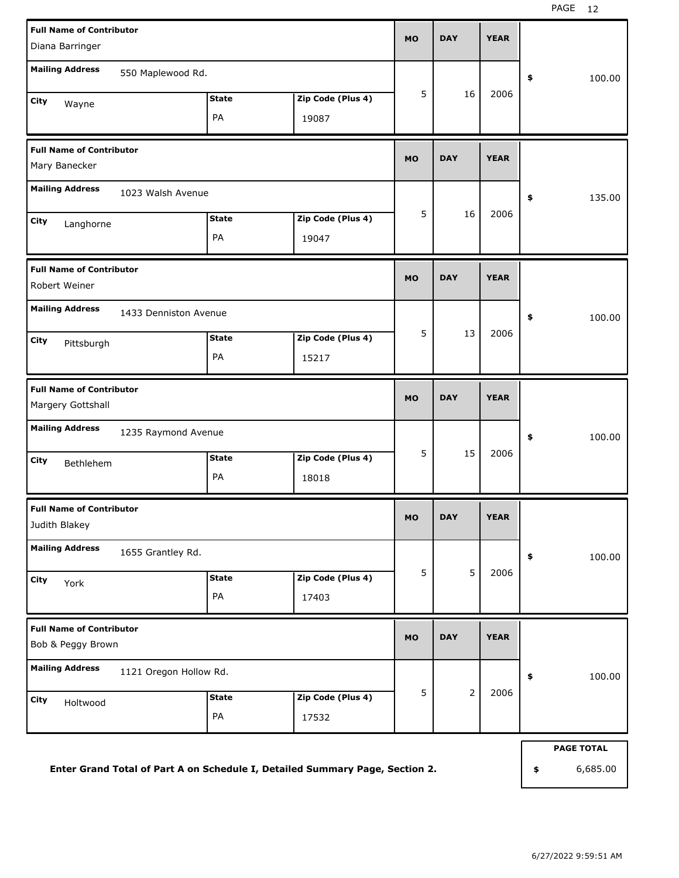| Full Name of Contributor | Mailing Address | City | State | Zip Code (Plus 4) | MO | DAY | YEAR | $ |
|---|---|---|---|---|---|---|---|---|
| Diana Barringer | 550 Maplewood Rd. | Wayne | PA | 19087 | 5 | 16 | 2006 | 100.00 |
| Mary Banecker | 1023 Walsh Avenue | Langhorne | PA | 19047 | 5 | 16 | 2006 | 135.00 |
| Robert Weiner | 1433 Denniston Avenue | Pittsburgh | PA | 15217 | 5 | 13 | 2006 | 100.00 |
| Margery Gottshall | 1235 Raymond Avenue | Bethlehem | PA | 18018 | 5 | 15 | 2006 | 100.00 |
| Judith Blakey | 1655 Grantley Rd. | York | PA | 17403 | 5 | 5 | 2006 | 100.00 |
| Bob & Peggy Brown | 1121 Oregon Hollow Rd. | Holtwood | PA | 17532 | 5 | 2 | 2006 | 100.00 |

**Enter Grand Total of Part A on Schedule I, Detailed Summary Page, Section 2.**

| PAGE TOTAL |
|---|
| $ 6,685.00 |

6/27/2022 9:59:51 AM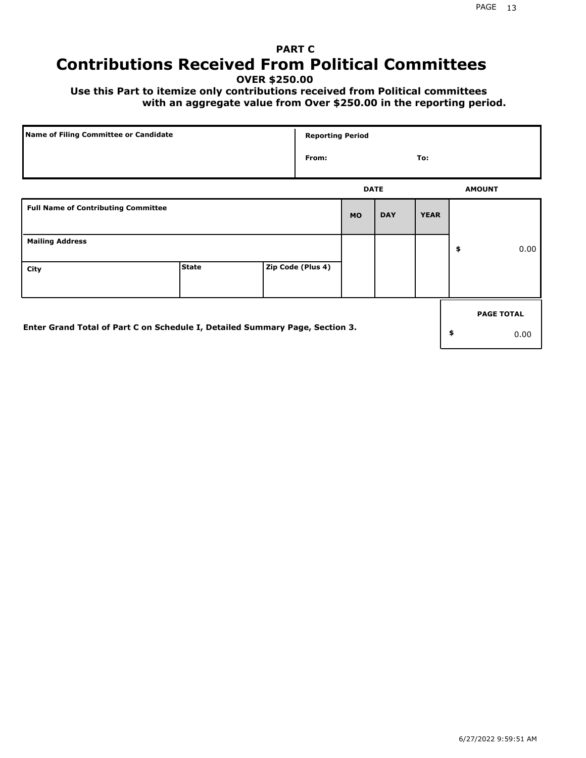# PART C
# Contributions Received From Political Committees

**OVER $250.00**

**Use this Part to itemize only contributions received from Political committees with an aggregate value from Over $250.00 in the reporting period.**

| Name of Filing Committee or Candidate | Reporting Period |
|---|---|
| | From: To: |

| Full Name of Contributing Committee | | | DATE MO | DAY | YEAR | AMOUNT |
|---|---|---|---|---|---|---|
| Mailing Address | | | | | | $ 0.00 |
| City | State | Zip Code (Plus 4) | | | | |

**Enter Grand Total of Part C on Schedule I, Detailed Summary Page, Section 3.**

| PAGE TOTAL |
|---|
| $ 0.00 |

6/27/2022 9:59:51 AM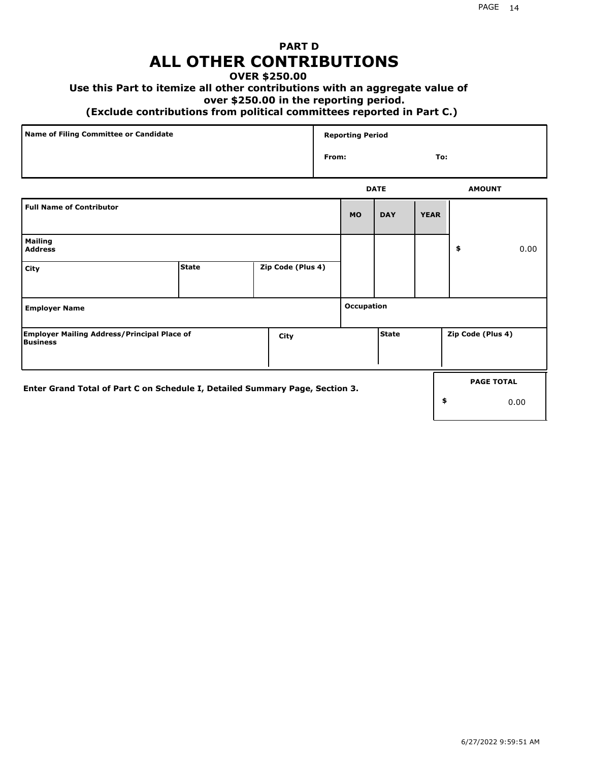# PART D
# ALL OTHER CONTRIBUTIONS

### OVER $250.00

### Use this Part to itemize all other contributions with an aggregate value of over $250.00 in the reporting period.

### (Exclude contributions from political committees reported in Part C.)

| Name of Filing Committee or Candidate | Reporting Period |
| --- | --- |
| | From: To: |

| Full Name of Contributor | | | DATE MO | DAY | YEAR | AMOUNT |
| --- | --- | --- | --- | --- | --- | --- |
| Mailing Address | | | | | | $ 0.00 |
| City | State | Zip Code (Plus 4) | | | | |
| Employer Name | | | Occupation | | | |
| Employer Mailing Address/Principal Place of Business | City | | | State | | Zip Code (Plus 4) |

**Enter Grand Total of Part C on Schedule I, Detailed Summary Page, Section 3.**

| PAGE TOTAL |
| --- |
| $ 0.00 |

6/27/2022 9:59:51 AM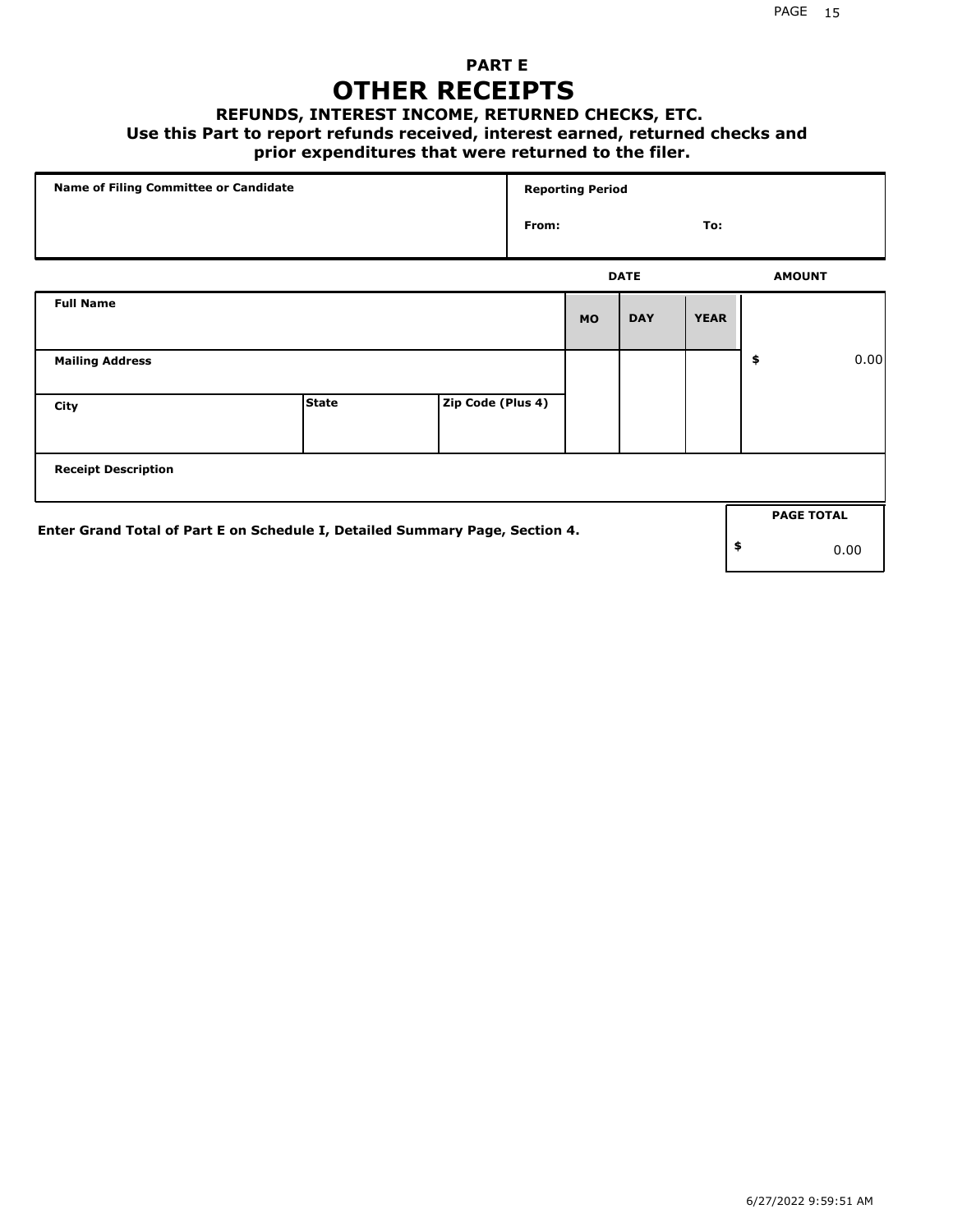# PART E

# OTHER RECEIPTS

### REFUNDS, INTEREST INCOME, RETURNED CHECKS, ETC.

### Use this Part to report refunds received, interest earned, returned checks and prior expenditures that were returned to the filer.

| Name of Filing Committee or Candidate | Reporting Period | |
|---|---|---|
| | From: | To: |

| Full Name | | | DATE | | | AMOUNT |
|---|---|---|---|---|---|---|
| | | | MO | DAY | YEAR | |
| Mailing Address | | | | | | $ 0.00 |
| City | State | Zip Code (Plus 4) | | | | |
| Receipt Description | | | | | | |

Enter Grand Total of Part E on Schedule I, Detailed Summary Page, Section 4.

| PAGE TOTAL |
|---|
| $ 0.00 |

6/27/2022 9:59:51 AM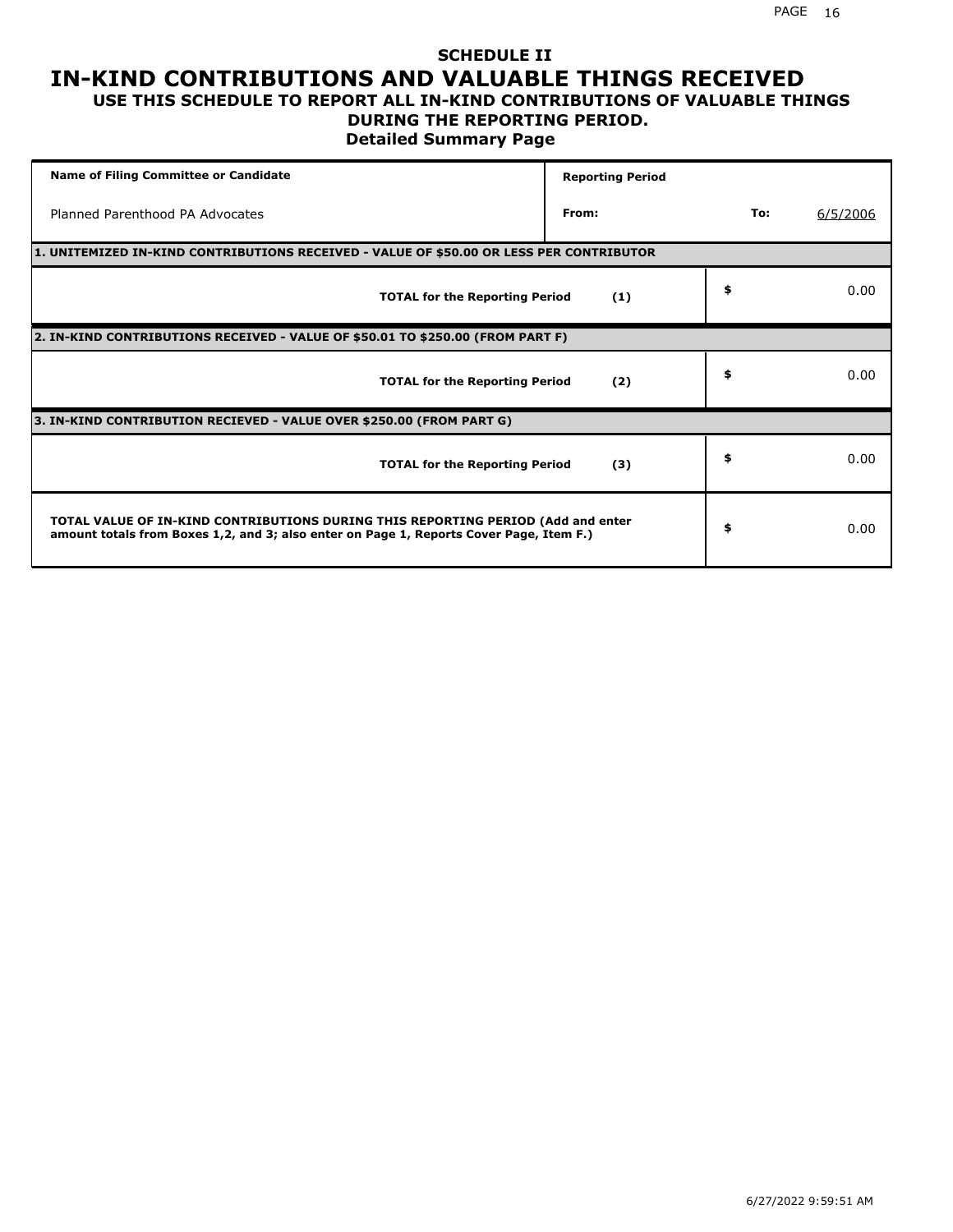# SCHEDULE II

# IN-KIND CONTRIBUTIONS AND VALUABLE THINGS RECEIVED

## USE THIS SCHEDULE TO REPORT ALL IN-KIND CONTRIBUTIONS OF VALUABLE THINGS DURING THE REPORTING PERIOD.

### Detailed Summary Page

| Name of Filing Committee or Candidate | Reporting Period | | |
|---|---|---|---|
| Planned Parenthood PA Advocates | From: | To: | 6/5/2006 |

| 1. UNITEMIZED IN-KIND CONTRIBUTIONS RECEIVED - VALUE OF $50.00 OR LESS PER CONTRIBUTOR | | |
|---|---|---|
| TOTAL for the Reporting Period | (1) | $ 0.00 |
| **2. IN-KIND CONTRIBUTIONS RECEIVED - VALUE OF $50.01 TO $250.00 (FROM PART F)** | | |
| TOTAL for the Reporting Period | (2) | $ 0.00 |
| **3. IN-KIND CONTRIBUTION RECIEVED - VALUE OVER $250.00 (FROM PART G)** | | |
| TOTAL for the Reporting Period | (3) | $ 0.00 |
| TOTAL VALUE OF IN-KIND CONTRIBUTIONS DURING THIS REPORTING PERIOD (Add and enter amount totals from Boxes 1,2, and 3; also enter on Page 1, Reports Cover Page, Item F.) | | $ 0.00 |

6/27/2022 9:59:51 AM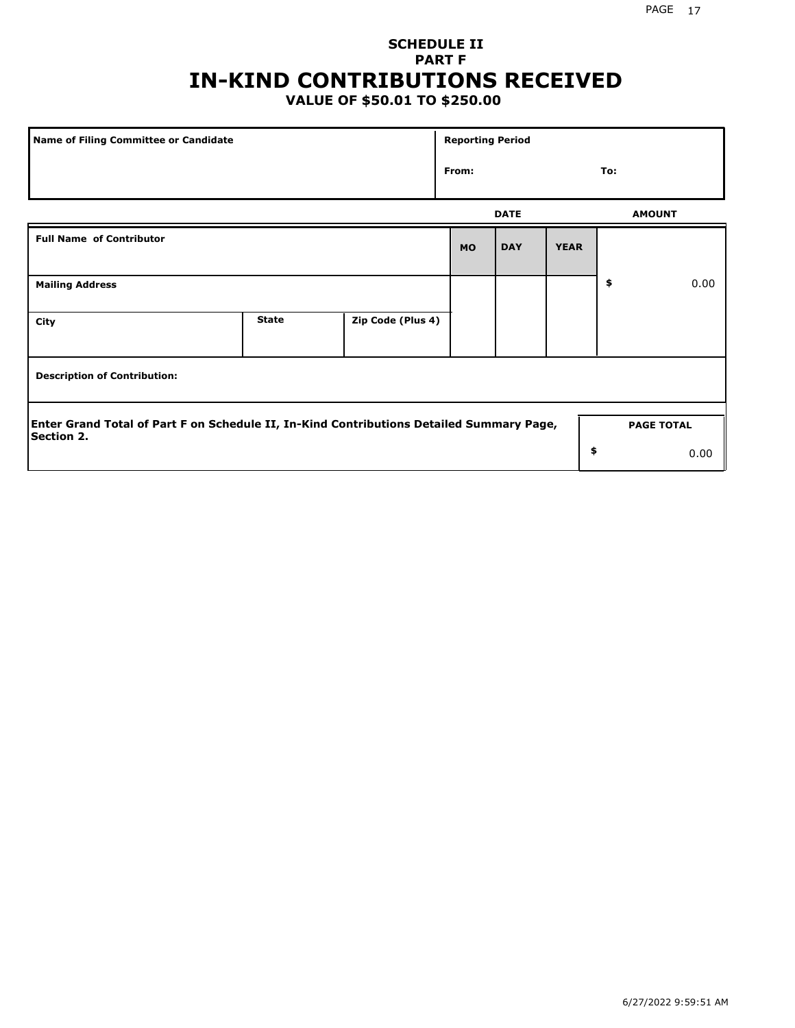# SCHEDULE II
## PART F
# IN-KIND CONTRIBUTIONS RECEIVED
### VALUE OF $50.01 TO $250.00

| Name of Filing Committee or Candidate | Reporting Period |
|---|---|
| | From: To: |

| Full Name of Contributor | | | DATE MO | DAY | YEAR | AMOUNT |
|---|---|---|---|---|---|---|
| Mailing Address | | | | | | $ 0.00 |
| City | State | Zip Code (Plus 4) | | | | |
| Description of Contribution: | | | | | | |

| Enter Grand Total of Part F on Schedule II, In-Kind Contributions Detailed Summary Page, Section 2. | PAGE TOTAL |
|---|---|
| | $ 0.00 |

6/27/2022 9:59:51 AM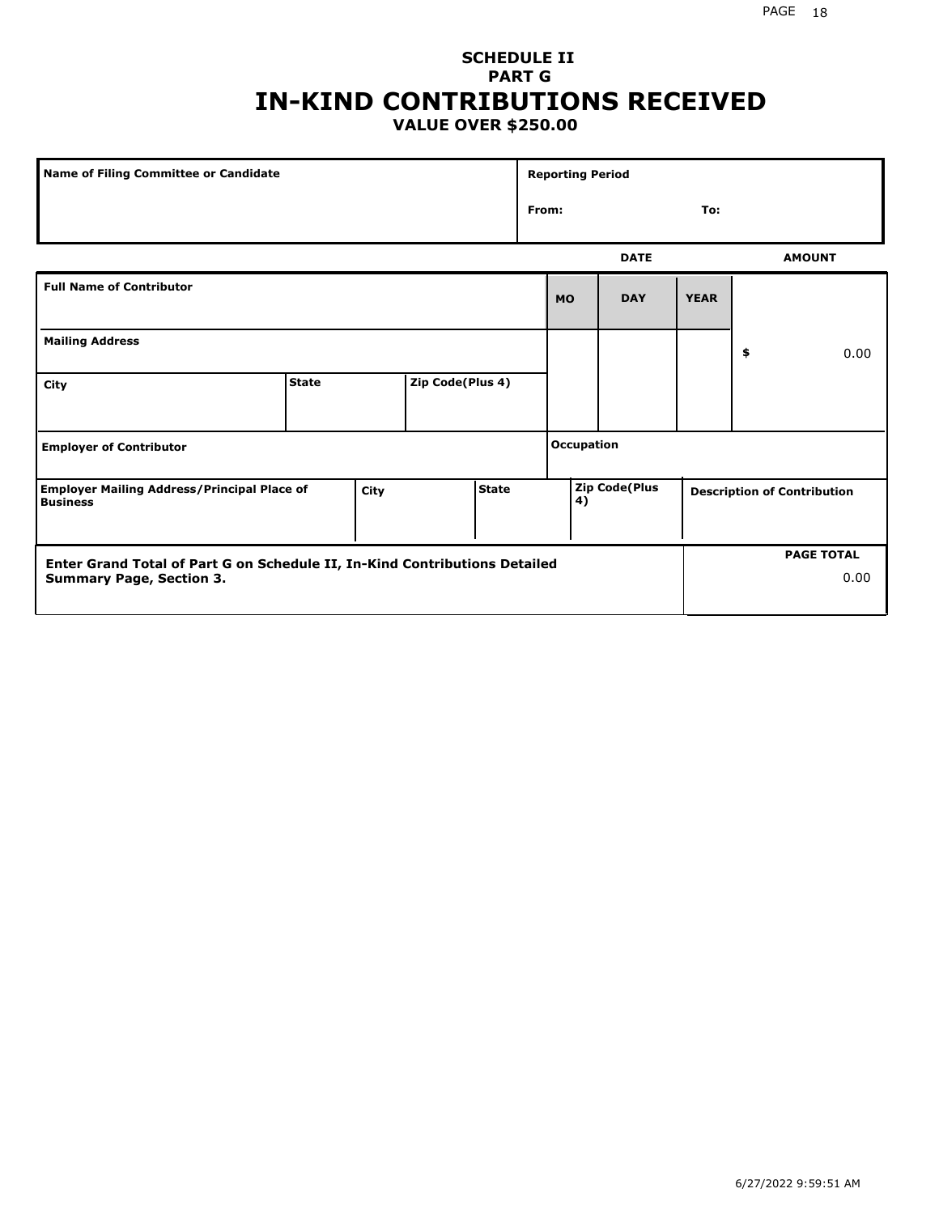**SCHEDULE II**
**PART G**

# IN-KIND CONTRIBUTIONS RECEIVED

**VALUE OVER $250.00**

| Name of Filing Committee or Candidate | Reporting Period |
|---|---|
| | From: To: |

| Full Name of Contributor | | | | DATE | | | AMOUNT |
|---|---|---|---|---|---|---|---|
| | | | | MO | DAY | YEAR | |
| Mailing Address | | | | | | | $ 0.00 |
| City | State | Zip Code(Plus 4) | | | | | |
| Employer of Contributor | | | | Occupation | | | |
| Employer Mailing Address/Principal Place of Business | City | State | Zip Code(Plus 4) | | | | Description of Contribution |

| Enter Grand Total of Part G on Schedule II, In-Kind Contributions Detailed Summary Page, Section 3. | PAGE TOTAL 0.00 |
|---|---|

6/27/2022 9:59:51 AM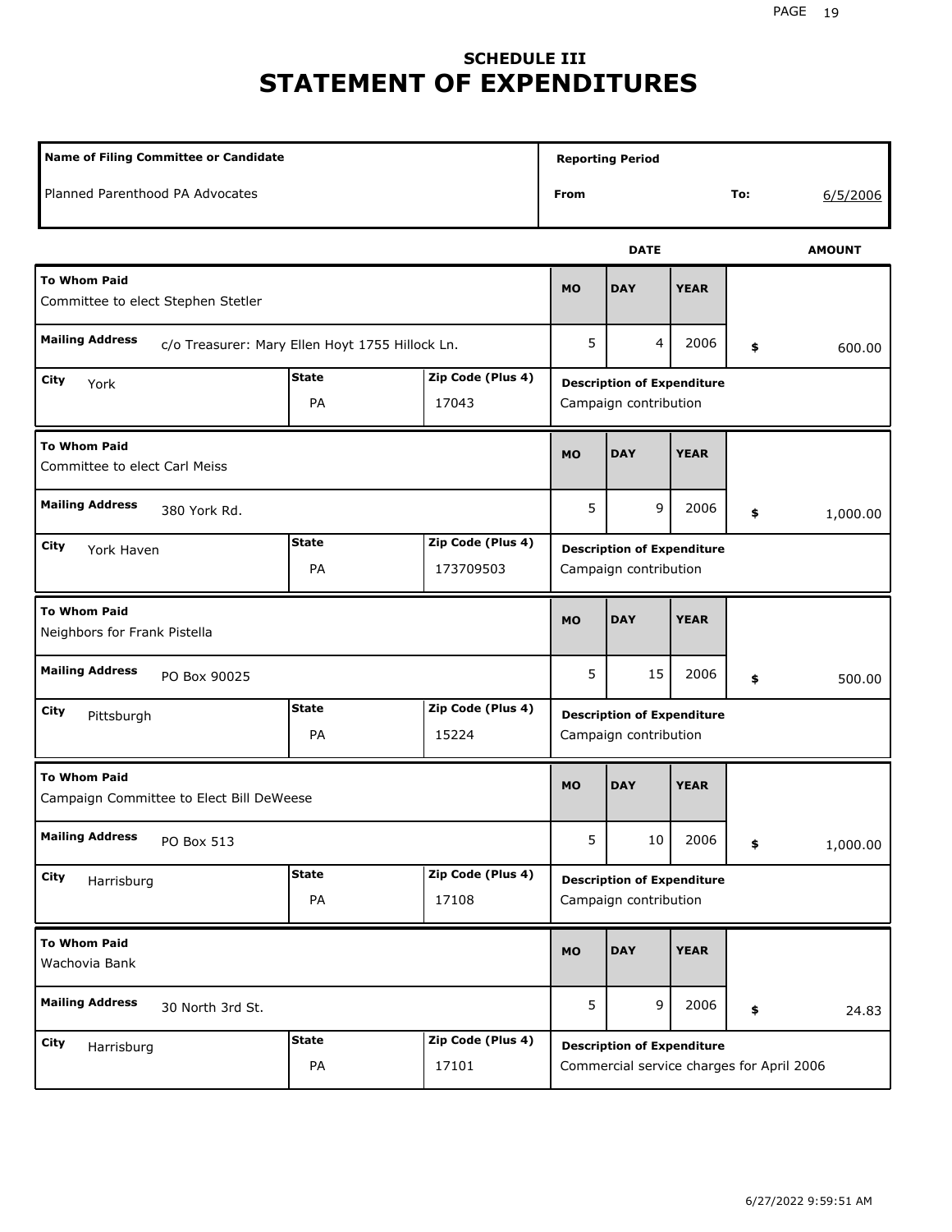# SCHEDULE III
# STATEMENT OF EXPENDITURES

| Name of Filing Committee or Candidate | Reporting Period | |
|---|---|---|
| Planned Parenthood PA Advocates | From | To: 6/5/2006 |

| To Whom Paid | Mailing Address | City | State | Zip Code (Plus 4) | MO | DAY | YEAR | AMOUNT | Description of Expenditure |
|---|---|---|---|---|---|---|---|---|---|
| Committee to elect Stephen Stetler | c/o Treasurer: Mary Ellen Hoyt 1755 Hillock Ln. | York | PA | 17043 | 5 | 4 | 2006 | $ 600.00 | Campaign contribution |
| Committee to elect Carl Meiss | 380 York Rd. | York Haven | PA | 173709503 | 5 | 9 | 2006 | $ 1,000.00 | Campaign contribution |
| Neighbors for Frank Pistella | PO Box 90025 | Pittsburgh | PA | 15224 | 5 | 15 | 2006 | $ 500.00 | Campaign contribution |
| Campaign Committee to Elect Bill DeWeese | PO Box 513 | Harrisburg | PA | 17108 | 5 | 10 | 2006 | $ 1,000.00 | Campaign contribution |
| Wachovia Bank | 30 North 3rd St. | Harrisburg | PA | 17101 | 5 | 9 | 2006 | $ 24.83 | Commercial service charges for April 2006 |

6/27/2022 9:59:51 AM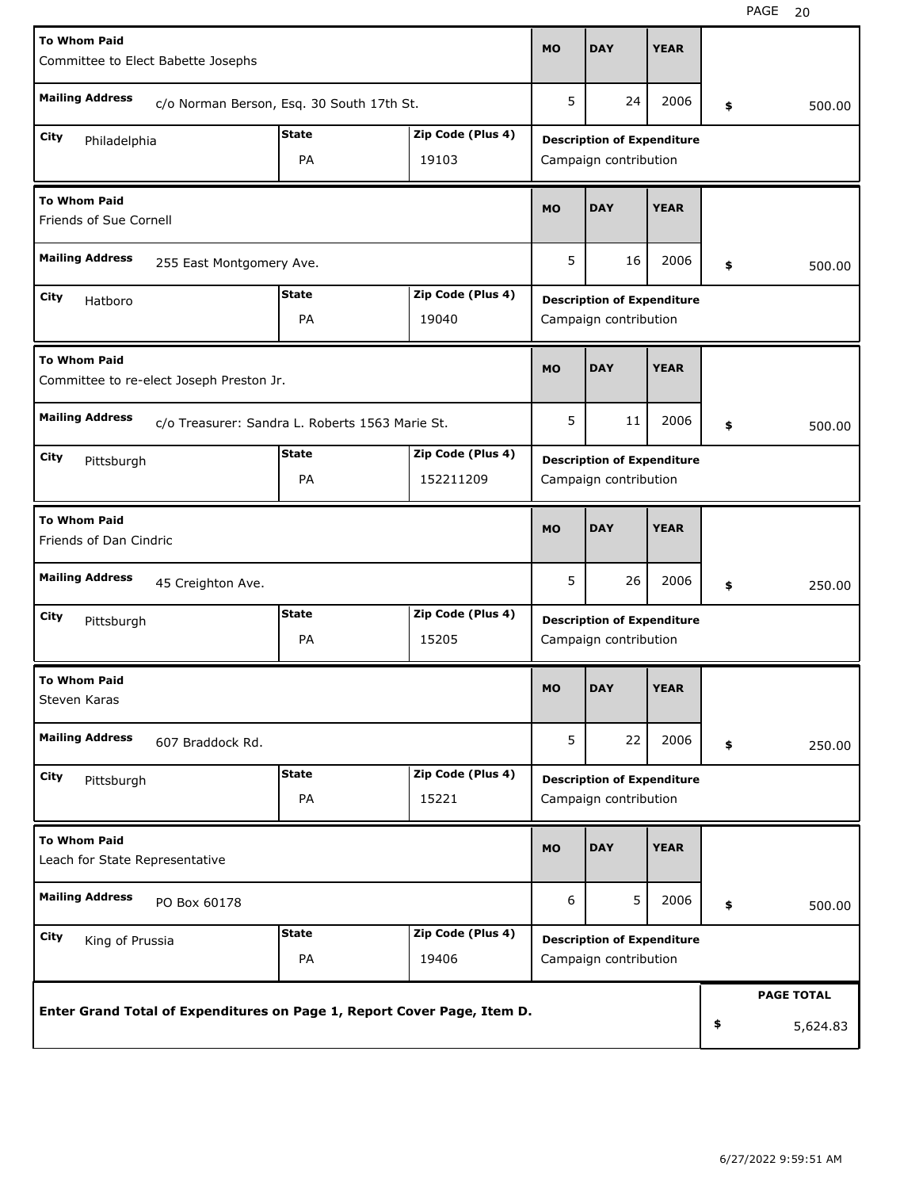| To Whom Paid | Mailing Address | City | State | Zip Code (Plus 4) | MO | DAY | YEAR | Description of Expenditure | $ |
|---|---|---|---|---|---|---|---|---|---|
| Committee to Elect Babette Josephs | c/o Norman Berson, Esq. 30 South 17th St. | Philadelphia | PA | 19103 | 5 | 24 | 2006 | Campaign contribution | 500.00 |
| Friends of Sue Cornell | 255 East Montgomery Ave. | Hatboro | PA | 19040 | 5 | 16 | 2006 | Campaign contribution | 500.00 |
| Committee to re-elect Joseph Preston Jr. | c/o Treasurer: Sandra L. Roberts 1563 Marie St. | Pittsburgh | PA | 152211209 | 5 | 11 | 2006 | Campaign contribution | 500.00 |
| Friends of Dan Cindric | 45 Creighton Ave. | Pittsburgh | PA | 15205 | 5 | 26 | 2006 | Campaign contribution | 250.00 |
| Steven Karas | 607 Braddock Rd. | Pittsburgh | PA | 15221 | 5 | 22 | 2006 | Campaign contribution | 250.00 |
| Leach for State Representative | PO Box 60178 | King of Prussia | PA | 19406 | 6 | 5 | 2006 | Campaign contribution | 500.00 |

**Enter Grand Total of Expenditures on Page 1, Report Cover Page, Item D.**

**PAGE TOTAL** $ 5,624.83

6/27/2022 9:59:51 AM